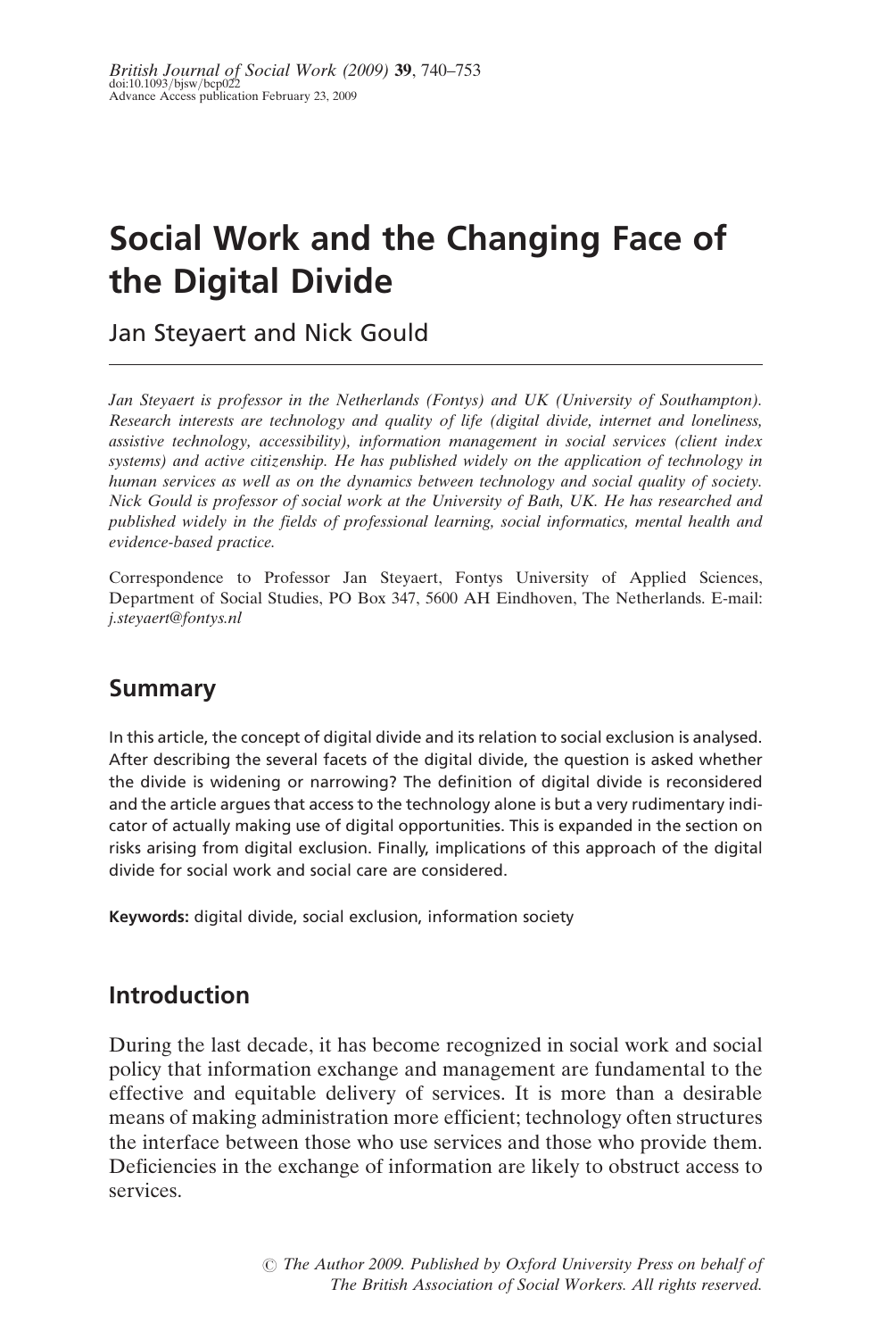# Social Work and the Changing Face of the Digital Divide

Jan Steyaert and Nick Gould

*Jan Steyaert is professor in the Netherlands (Fontys) and UK (University of Southampton). Research interests are technology and quality of life (digital divide, internet and loneliness, assistive technology, accessibility), information management in social services (client index systems) and active citizenship. He has published widely on the application of technology in human services as well as on the dynamics between technology and social quality of society. Nick Gould is professor of social work at the University of Bath, UK. He has researched and published widely in the fields of professional learning, social informatics, mental health and evidence-based practice.*

Correspondence to Professor Jan Steyaert, Fontys University of Applied Sciences, Department of Social Studies, PO Box 347, 5600 AH Eindhoven, The Netherlands. E-mail: *j.steyaert@fontys.nl*

## Summary

In this article, the concept of digital divide and its relation to social exclusion is analysed. After describing the several facets of the digital divide, the question is asked whether the divide is widening or narrowing? The definition of digital divide is reconsidered and the article argues that access to the technology alone is but a very rudimentary indicator of actually making use of digital opportunities. This is expanded in the section on risks arising from digital exclusion. Finally, implications of this approach of the digital divide for social work and social care are considered.

**Keywords:** digital divide, social exclusion, information society

## Introduction

During the last decade, it has become recognized in social work and social policy that information exchange and management are fundamental to the effective and equitable delivery of services. It is more than a desirable means of making administration more efficient; technology often structures the interface between those who use services and those who provide them. Deficiencies in the exchange of information are likely to obstruct access to services.

*© The Author 2009. Published by Oxford University Press on behalf of The British Association of Social Workers. All rights reserved.*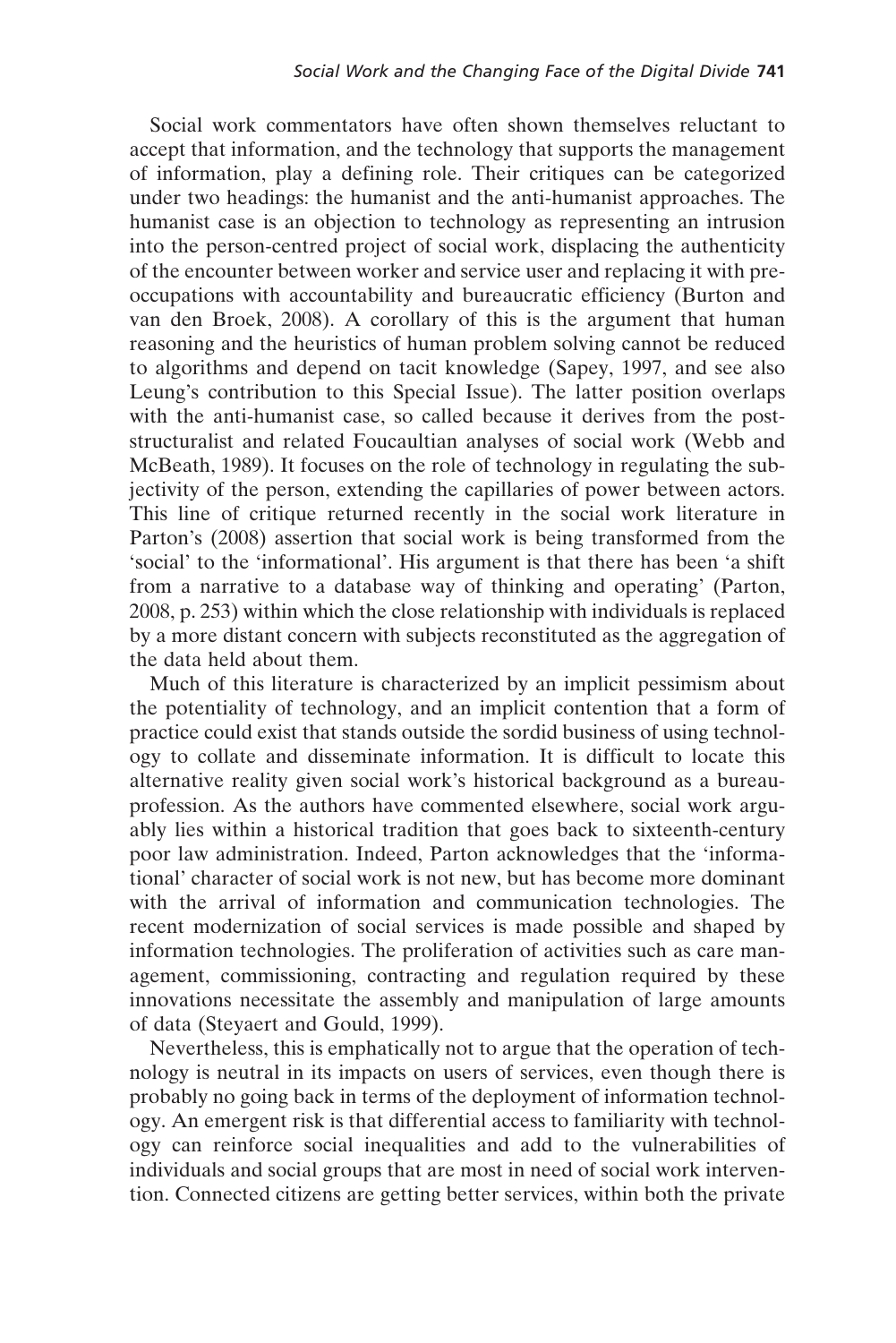Social work commentators have often shown themselves reluctant to accept that information, and the technology that supports the management of information, play a defining role. Their critiques can be categorized under two headings: the humanist and the anti-humanist approaches. The humanist case is an objection to technology as representing an intrusion into the person-centred project of social work, displacing the authenticity of the encounter between worker and service user and replacing it with preoccupations with accountability and bureaucratic efficiency (Burton and van den Broek, 2008). A corollary of this is the argument that human reasoning and the heuristics of human problem solving cannot be reduced to algorithms and depend on tacit knowledge (Sapey, 1997, and see also Leung's contribution to this Special Issue). The latter position overlaps with the anti-humanist case, so called because it derives from the post-structuralist and related Foucaultian analyses of social work (Webb and McBeath, 1989). It focuses on the role of technology in regulating the subjectivity of the person, extending the capillaries of power between actors. This line of critique returned recently in the social work literature in Parton's (2008) assertion that social work is being transformed from the 'social' to the 'informational'. His argument is that there has been 'a shift from a narrative to a database way of thinking and operating' (Parton, 2008, p. 253) within which the close relationship with individuals is replaced by a more distant concern with subjects reconstituted as the aggregation of the data held about them.

Much of this literature is characterized by an implicit pessimism about the potentiality of technology, and an implicit contention that a form of practice could exist that stands outside the sordid business of using technology to collate and disseminate information. It is difficult to locate this alternative reality given social work's historical background as a bureau-profession. As the authors have commented elsewhere, social work arguably lies within a historical tradition that goes back to sixteenth-century poor law administration. Indeed, Parton acknowledges that the 'informational' character of social work is not new, but has become more dominant with the arrival of information and communication technologies. The recent modernization of social services is made possible and shaped by information technologies. The proliferation of activities such as care management, commissioning, contracting and regulation required by these innovations necessitate the assembly and manipulation of large amounts of data (Steyaert and Gould, 1999).

Nevertheless, this is emphatically not to argue that the operation of technology is neutral in its impacts on users of services, even though there is probably no going back in terms of the deployment of information technology. An emergent risk is that differential access to familiarity with technology can reinforce social inequalities and add to the vulnerabilities of individuals and social groups that are most in need of social work intervention. Connected citizens are getting better services, within both the private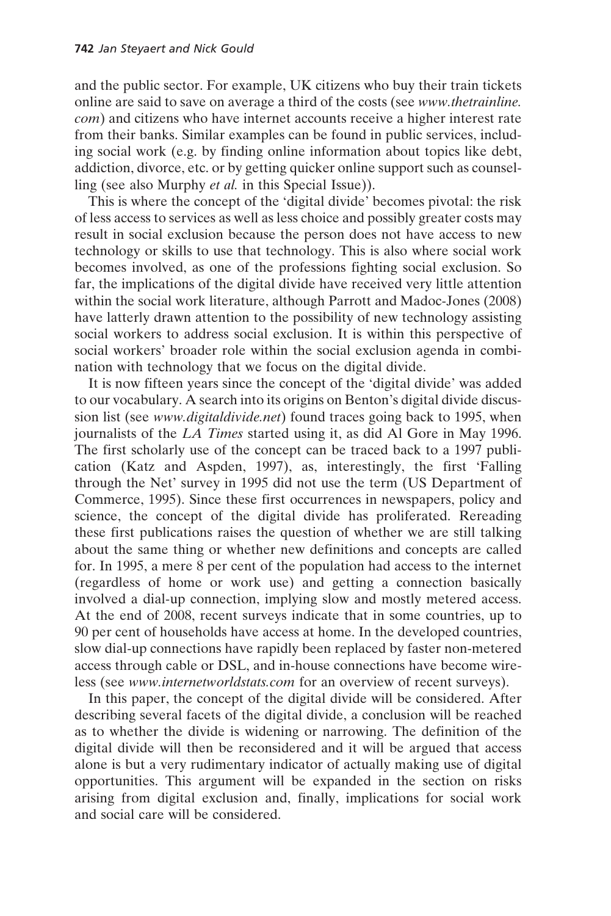and the public sector. For example, UK citizens who buy their train tickets online are said to save on average a third of the costs (see *www.thetrainline.com*) and citizens who have internet accounts receive a higher interest rate from their banks. Similar examples can be found in public services, including social work (e.g. by finding online information about topics like debt, addiction, divorce, etc. or by getting quicker online support such as counselling (see also Murphy *et al.* in this Special Issue)).

This is where the concept of the 'digital divide' becomes pivotal: the risk of less access to services as well as less choice and possibly greater costs may result in social exclusion because the person does not have access to new technology or skills to use that technology. This is also where social work becomes involved, as one of the professions fighting social exclusion. So far, the implications of the digital divide have received very little attention within the social work literature, although Parrott and Madoc-Jones (2008) have latterly drawn attention to the possibility of new technology assisting social workers to address social exclusion. It is within this perspective of social workers' broader role within the social exclusion agenda in combination with technology that we focus on the digital divide.

It is now fifteen years since the concept of the 'digital divide' was added to our vocabulary. A search into its origins on Benton's digital divide discussion list (see *www.digitaldivide.net*) found traces going back to 1995, when journalists of the *LA Times* started using it, as did Al Gore in May 1996. The first scholarly use of the concept can be traced back to a 1997 publication (Katz and Aspden, 1997), as, interestingly, the first 'Falling through the Net' survey in 1995 did not use the term (US Department of Commerce, 1995). Since these first occurrences in newspapers, policy and science, the concept of the digital divide has proliferated. Rereading these first publications raises the question of whether we are still talking about the same thing or whether new definitions and concepts are called for. In 1995, a mere 8 per cent of the population had access to the internet (regardless of home or work use) and getting a connection basically involved a dial-up connection, implying slow and mostly metered access. At the end of 2008, recent surveys indicate that in some countries, up to 90 per cent of households have access at home. In the developed countries, slow dial-up connections have rapidly been replaced by faster non-metered access through cable or DSL, and in-house connections have become wireless (see *www.internetworldstats.com* for an overview of recent surveys).

In this paper, the concept of the digital divide will be considered. After describing several facets of the digital divide, a conclusion will be reached as to whether the divide is widening or narrowing. The definition of the digital divide will then be reconsidered and it will be argued that access alone is but a very rudimentary indicator of actually making use of digital opportunities. This argument will be expanded in the section on risks arising from digital exclusion and, finally, implications for social work and social care will be considered.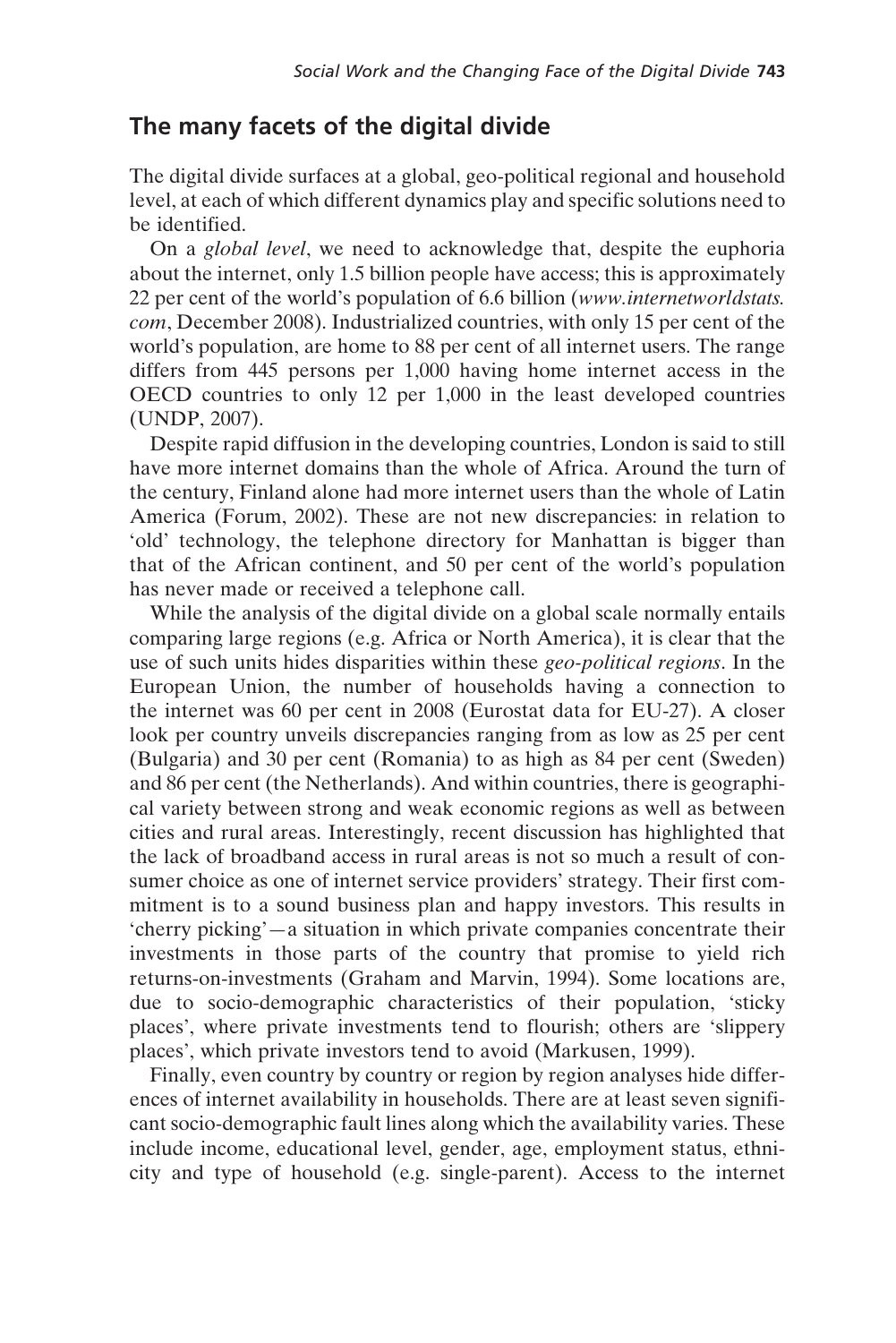## The many facets of the digital divide

The digital divide surfaces at a global, geo-political regional and household level, at each of which different dynamics play and specific solutions need to be identified.

On a *global level*, we need to acknowledge that, despite the euphoria about the internet, only 1.5 billion people have access; this is approximately 22 per cent of the world's population of 6.6 billion (*www.internetworldstats.com*, December 2008). Industrialized countries, with only 15 per cent of the world's population, are home to 88 per cent of all internet users. The range differs from 445 persons per 1,000 having home internet access in the OECD countries to only 12 per 1,000 in the least developed countries (UNDP, 2007).

Despite rapid diffusion in the developing countries, London is said to still have more internet domains than the whole of Africa. Around the turn of the century, Finland alone had more internet users than the whole of Latin America (Forum, 2002). These are not new discrepancies: in relation to 'old' technology, the telephone directory for Manhattan is bigger than that of the African continent, and 50 per cent of the world's population has never made or received a telephone call.

While the analysis of the digital divide on a global scale normally entails comparing large regions (e.g. Africa or North America), it is clear that the use of such units hides disparities within these *geo-political regions*. In the European Union, the number of households having a connection to the internet was 60 per cent in 2008 (Eurostat data for EU-27). A closer look per country unveils discrepancies ranging from as low as 25 per cent (Bulgaria) and 30 per cent (Romania) to as high as 84 per cent (Sweden) and 86 per cent (the Netherlands). And within countries, there is geographical variety between strong and weak economic regions as well as between cities and rural areas. Interestingly, recent discussion has highlighted that the lack of broadband access in rural areas is not so much a result of consumer choice as one of internet service providers' strategy. Their first commitment is to a sound business plan and happy investors. This results in 'cherry picking'—a situation in which private companies concentrate their investments in those parts of the country that promise to yield rich returns-on-investments (Graham and Marvin, 1994). Some locations are, due to socio-demographic characteristics of their population, 'sticky places', where private investments tend to flourish; others are 'slippery places', which private investors tend to avoid (Markusen, 1999).

Finally, even country by country or region by region analyses hide differences of internet availability in households. There are at least seven significant socio-demographic fault lines along which the availability varies. These include income, educational level, gender, age, employment status, ethnicity and type of household (e.g. single-parent). Access to the internet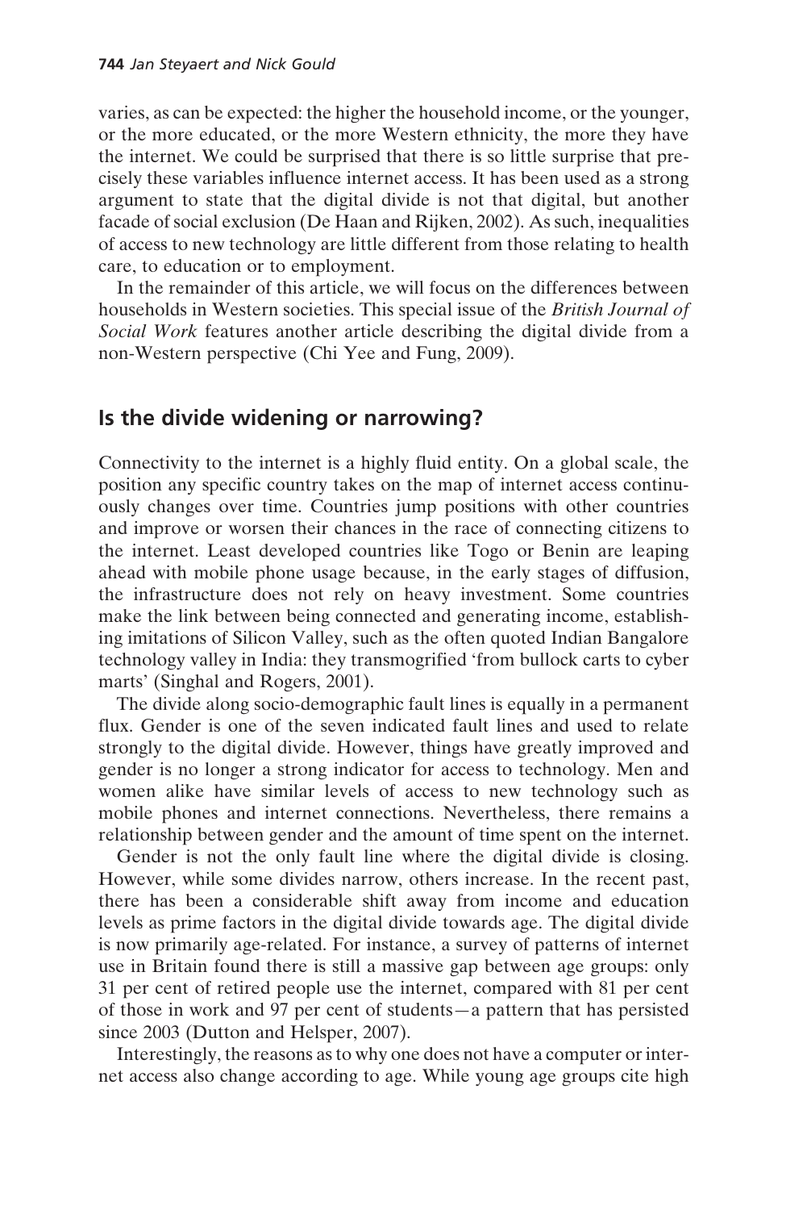varies, as can be expected: the higher the household income, or the younger, or the more educated, or the more Western ethnicity, the more they have the internet. We could be surprised that there is so little surprise that precisely these variables influence internet access. It has been used as a strong argument to state that the digital divide is not that digital, but another facade of social exclusion (De Haan and Rijken, 2002). As such, inequalities of access to new technology are little different from those relating to health care, to education or to employment.

In the remainder of this article, we will focus on the differences between households in Western societies. This special issue of the *British Journal of Social Work* features another article describing the digital divide from a non-Western perspective (Chi Yee and Fung, 2009).

## Is the divide widening or narrowing?

Connectivity to the internet is a highly fluid entity. On a global scale, the position any specific country takes on the map of internet access continuously changes over time. Countries jump positions with other countries and improve or worsen their chances in the race of connecting citizens to the internet. Least developed countries like Togo or Benin are leaping ahead with mobile phone usage because, in the early stages of diffusion, the infrastructure does not rely on heavy investment. Some countries make the link between being connected and generating income, establishing imitations of Silicon Valley, such as the often quoted Indian Bangalore technology valley in India: they transmogrified 'from bullock carts to cyber marts' (Singhal and Rogers, 2001).

The divide along socio-demographic fault lines is equally in a permanent flux. Gender is one of the seven indicated fault lines and used to relate strongly to the digital divide. However, things have greatly improved and gender is no longer a strong indicator for access to technology. Men and women alike have similar levels of access to new technology such as mobile phones and internet connections. Nevertheless, there remains a relationship between gender and the amount of time spent on the internet.

Gender is not the only fault line where the digital divide is closing. However, while some divides narrow, others increase. In the recent past, there has been a considerable shift away from income and education levels as prime factors in the digital divide towards age. The digital divide is now primarily age-related. For instance, a survey of patterns of internet use in Britain found there is still a massive gap between age groups: only 31 per cent of retired people use the internet, compared with 81 per cent of those in work and 97 per cent of students—a pattern that has persisted since 2003 (Dutton and Helsper, 2007).

Interestingly, the reasons as to why one does not have a computer or internet access also change according to age. While young age groups cite high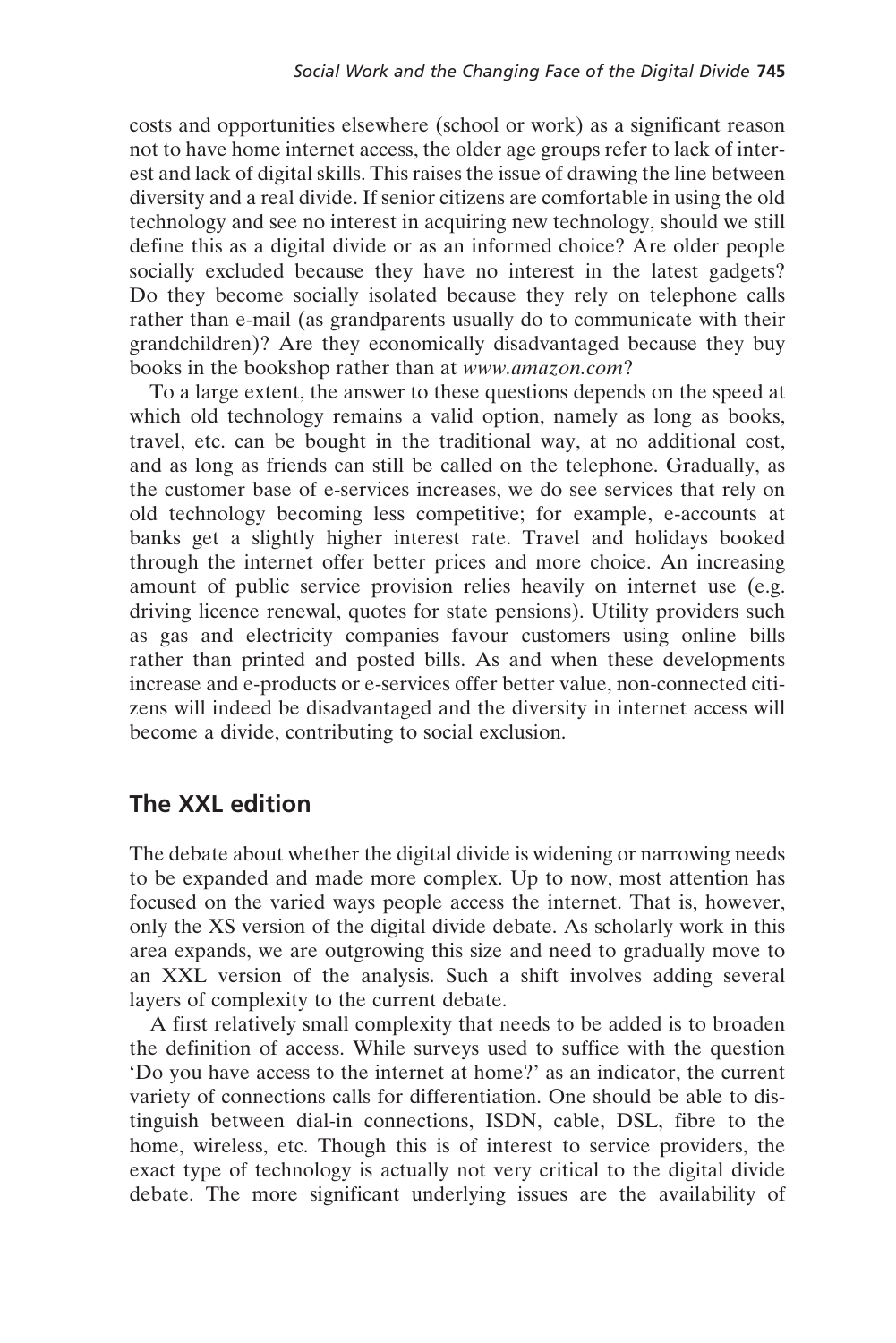costs and opportunities elsewhere (school or work) as a significant reason not to have home internet access, the older age groups refer to lack of interest and lack of digital skills. This raises the issue of drawing the line between diversity and a real divide. If senior citizens are comfortable in using the old technology and see no interest in acquiring new technology, should we still define this as a digital divide or as an informed choice? Are older people socially excluded because they have no interest in the latest gadgets? Do they become socially isolated because they rely on telephone calls rather than e-mail (as grandparents usually do to communicate with their grandchildren)? Are they economically disadvantaged because they buy books in the bookshop rather than at *www.amazon.com*?

To a large extent, the answer to these questions depends on the speed at which old technology remains a valid option, namely as long as books, travel, etc. can be bought in the traditional way, at no additional cost, and as long as friends can still be called on the telephone. Gradually, as the customer base of e-services increases, we do see services that rely on old technology becoming less competitive; for example, e-accounts at banks get a slightly higher interest rate. Travel and holidays booked through the internet offer better prices and more choice. An increasing amount of public service provision relies heavily on internet use (e.g. driving licence renewal, quotes for state pensions). Utility providers such as gas and electricity companies favour customers using online bills rather than printed and posted bills. As and when these developments increase and e-products or e-services offer better value, non-connected citizens will indeed be disadvantaged and the diversity in internet access will become a divide, contributing to social exclusion.

## The XXL edition

The debate about whether the digital divide is widening or narrowing needs to be expanded and made more complex. Up to now, most attention has focused on the varied ways people access the internet. That is, however, only the XS version of the digital divide debate. As scholarly work in this area expands, we are outgrowing this size and need to gradually move to an XXL version of the analysis. Such a shift involves adding several layers of complexity to the current debate.

A first relatively small complexity that needs to be added is to broaden the definition of access. While surveys used to suffice with the question 'Do you have access to the internet at home?' as an indicator, the current variety of connections calls for differentiation. One should be able to distinguish between dial-in connections, ISDN, cable, DSL, fibre to the home, wireless, etc. Though this is of interest to service providers, the exact type of technology is actually not very critical to the digital divide debate. The more significant underlying issues are the availability of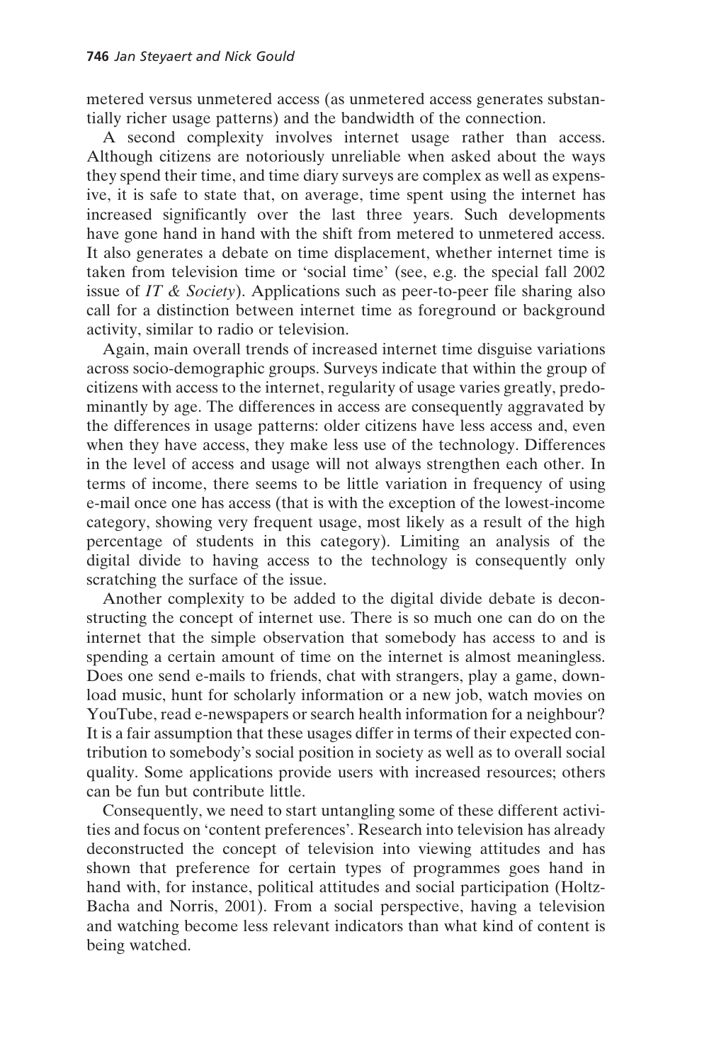metered versus unmetered access (as unmetered access generates substantially richer usage patterns) and the bandwidth of the connection.

A second complexity involves internet usage rather than access. Although citizens are notoriously unreliable when asked about the ways they spend their time, and time diary surveys are complex as well as expensive, it is safe to state that, on average, time spent using the internet has increased significantly over the last three years. Such developments have gone hand in hand with the shift from metered to unmetered access. It also generates a debate on time displacement, whether internet time is taken from television time or 'social time' (see, e.g. the special fall 2002 issue of *IT & Society*). Applications such as peer-to-peer file sharing also call for a distinction between internet time as foreground or background activity, similar to radio or television.

Again, main overall trends of increased internet time disguise variations across socio-demographic groups. Surveys indicate that within the group of citizens with access to the internet, regularity of usage varies greatly, predominantly by age. The differences in access are consequently aggravated by the differences in usage patterns: older citizens have less access and, even when they have access, they make less use of the technology. Differences in the level of access and usage will not always strengthen each other. In terms of income, there seems to be little variation in frequency of using e-mail once one has access (that is with the exception of the lowest-income category, showing very frequent usage, most likely as a result of the high percentage of students in this category). Limiting an analysis of the digital divide to having access to the technology is consequently only scratching the surface of the issue.

Another complexity to be added to the digital divide debate is deconstructing the concept of internet use. There is so much one can do on the internet that the simple observation that somebody has access to and is spending a certain amount of time on the internet is almost meaningless. Does one send e-mails to friends, chat with strangers, play a game, download music, hunt for scholarly information or a new job, watch movies on YouTube, read e-newspapers or search health information for a neighbour? It is a fair assumption that these usages differ in terms of their expected contribution to somebody's social position in society as well as to overall social quality. Some applications provide users with increased resources; others can be fun but contribute little.

Consequently, we need to start untangling some of these different activities and focus on 'content preferences'. Research into television has already deconstructed the concept of television into viewing attitudes and has shown that preference for certain types of programmes goes hand in hand with, for instance, political attitudes and social participation (Holtz-Bacha and Norris, 2001). From a social perspective, having a television and watching become less relevant indicators than what kind of content is being watched.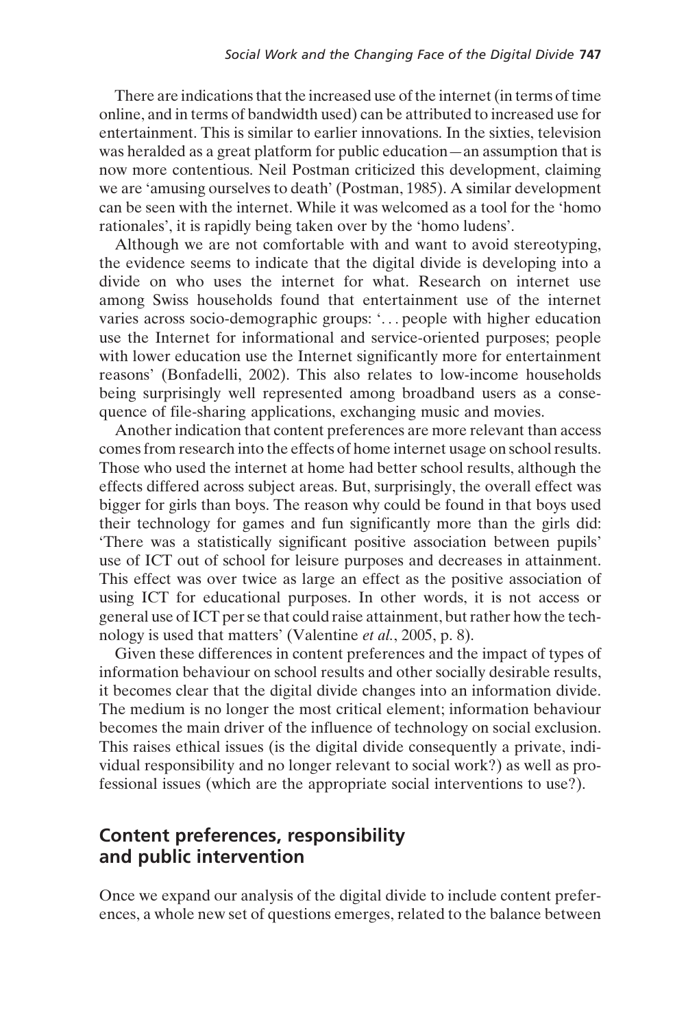There are indications that the increased use of the internet (in terms of time online, and in terms of bandwidth used) can be attributed to increased use for entertainment. This is similar to earlier innovations. In the sixties, television was heralded as a great platform for public education—an assumption that is now more contentious. Neil Postman criticized this development, claiming we are 'amusing ourselves to death' (Postman, 1985). A similar development can be seen with the internet. While it was welcomed as a tool for the 'homo rationales', it is rapidly being taken over by the 'homo ludens'.

Although we are not comfortable with and want to avoid stereotyping, the evidence seems to indicate that the digital divide is developing into a divide on who uses the internet for what. Research on internet use among Swiss households found that entertainment use of the internet varies across socio-demographic groups: '. . . people with higher education use the Internet for informational and service-oriented purposes; people with lower education use the Internet significantly more for entertainment reasons' (Bonfadelli, 2002). This also relates to low-income households being surprisingly well represented among broadband users as a consequence of file-sharing applications, exchanging music and movies.

Another indication that content preferences are more relevant than access comes from research into the effects of home internet usage on school results. Those who used the internet at home had better school results, although the effects differed across subject areas. But, surprisingly, the overall effect was bigger for girls than boys. The reason why could be found in that boys used their technology for games and fun significantly more than the girls did: 'There was a statistically significant positive association between pupils' use of ICT out of school for leisure purposes and decreases in attainment. This effect was over twice as large an effect as the positive association of using ICT for educational purposes. In other words, it is not access or general use of ICT per se that could raise attainment, but rather how the technology is used that matters' (Valentine *et al.*, 2005, p. 8).

Given these differences in content preferences and the impact of types of information behaviour on school results and other socially desirable results, it becomes clear that the digital divide changes into an information divide. The medium is no longer the most critical element; information behaviour becomes the main driver of the influence of technology on social exclusion. This raises ethical issues (is the digital divide consequently a private, individual responsibility and no longer relevant to social work?) as well as professional issues (which are the appropriate social interventions to use?).

## Content preferences, responsibility and public intervention

Once we expand our analysis of the digital divide to include content preferences, a whole new set of questions emerges, related to the balance between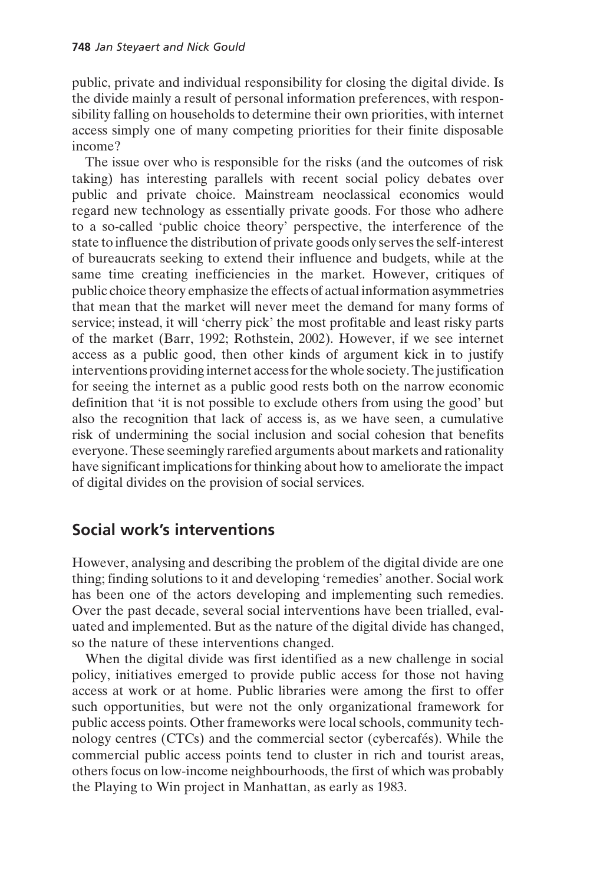public, private and individual responsibility for closing the digital divide. Is the divide mainly a result of personal information preferences, with responsibility falling on households to determine their own priorities, with internet access simply one of many competing priorities for their finite disposable income?

The issue over who is responsible for the risks (and the outcomes of risk taking) has interesting parallels with recent social policy debates over public and private choice. Mainstream neoclassical economics would regard new technology as essentially private goods. For those who adhere to a so-called 'public choice theory' perspective, the interference of the state to influence the distribution of private goods only serves the self-interest of bureaucrats seeking to extend their influence and budgets, while at the same time creating inefficiencies in the market. However, critiques of public choice theory emphasize the effects of actual information asymmetries that mean that the market will never meet the demand for many forms of service; instead, it will 'cherry pick' the most profitable and least risky parts of the market (Barr, 1992; Rothstein, 2002). However, if we see internet access as a public good, then other kinds of argument kick in to justify interventions providing internet access for the whole society. The justification for seeing the internet as a public good rests both on the narrow economic definition that 'it is not possible to exclude others from using the good' but also the recognition that lack of access is, as we have seen, a cumulative risk of undermining the social inclusion and social cohesion that benefits everyone. These seemingly rarefied arguments about markets and rationality have significant implications for thinking about how to ameliorate the impact of digital divides on the provision of social services.

## Social work's interventions

However, analysing and describing the problem of the digital divide are one thing; finding solutions to it and developing 'remedies' another. Social work has been one of the actors developing and implementing such remedies. Over the past decade, several social interventions have been trialled, evaluated and implemented. But as the nature of the digital divide has changed, so the nature of these interventions changed.

When the digital divide was first identified as a new challenge in social policy, initiatives emerged to provide public access for those not having access at work or at home. Public libraries were among the first to offer such opportunities, but were not the only organizational framework for public access points. Other frameworks were local schools, community technology centres (CTCs) and the commercial sector (cybercafés). While the commercial public access points tend to cluster in rich and tourist areas, others focus on low-income neighbourhoods, the first of which was probably the Playing to Win project in Manhattan, as early as 1983.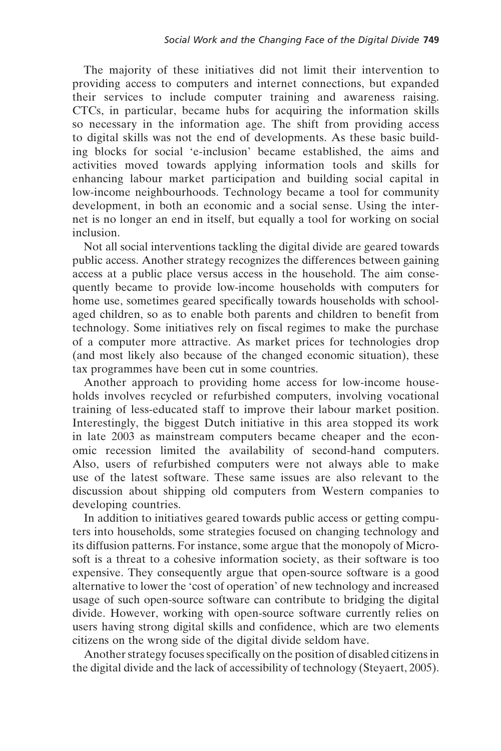The majority of these initiatives did not limit their intervention to providing access to computers and internet connections, but expanded their services to include computer training and awareness raising. CTCs, in particular, became hubs for acquiring the information skills so necessary in the information age. The shift from providing access to digital skills was not the end of developments. As these basic building blocks for social 'e-inclusion' became established, the aims and activities moved towards applying information tools and skills for enhancing labour market participation and building social capital in low-income neighbourhoods. Technology became a tool for community development, in both an economic and a social sense. Using the internet is no longer an end in itself, but equally a tool for working on social inclusion.

Not all social interventions tackling the digital divide are geared towards public access. Another strategy recognizes the differences between gaining access at a public place versus access in the household. The aim consequently became to provide low-income households with computers for home use, sometimes geared specifically towards households with school-aged children, so as to enable both parents and children to benefit from technology. Some initiatives rely on fiscal regimes to make the purchase of a computer more attractive. As market prices for technologies drop (and most likely also because of the changed economic situation), these tax programmes have been cut in some countries.

Another approach to providing home access for low-income households involves recycled or refurbished computers, involving vocational training of less-educated staff to improve their labour market position. Interestingly, the biggest Dutch initiative in this area stopped its work in late 2003 as mainstream computers became cheaper and the economic recession limited the availability of second-hand computers. Also, users of refurbished computers were not always able to make use of the latest software. These same issues are also relevant to the discussion about shipping old computers from Western companies to developing countries.

In addition to initiatives geared towards public access or getting computers into households, some strategies focused on changing technology and its diffusion patterns. For instance, some argue that the monopoly of Microsoft is a threat to a cohesive information society, as their software is too expensive. They consequently argue that open-source software is a good alternative to lower the 'cost of operation' of new technology and increased usage of such open-source software can contribute to bridging the digital divide. However, working with open-source software currently relies on users having strong digital skills and confidence, which are two elements citizens on the wrong side of the digital divide seldom have.

Another strategy focuses specifically on the position of disabled citizens in the digital divide and the lack of accessibility of technology (Steyaert, 2005).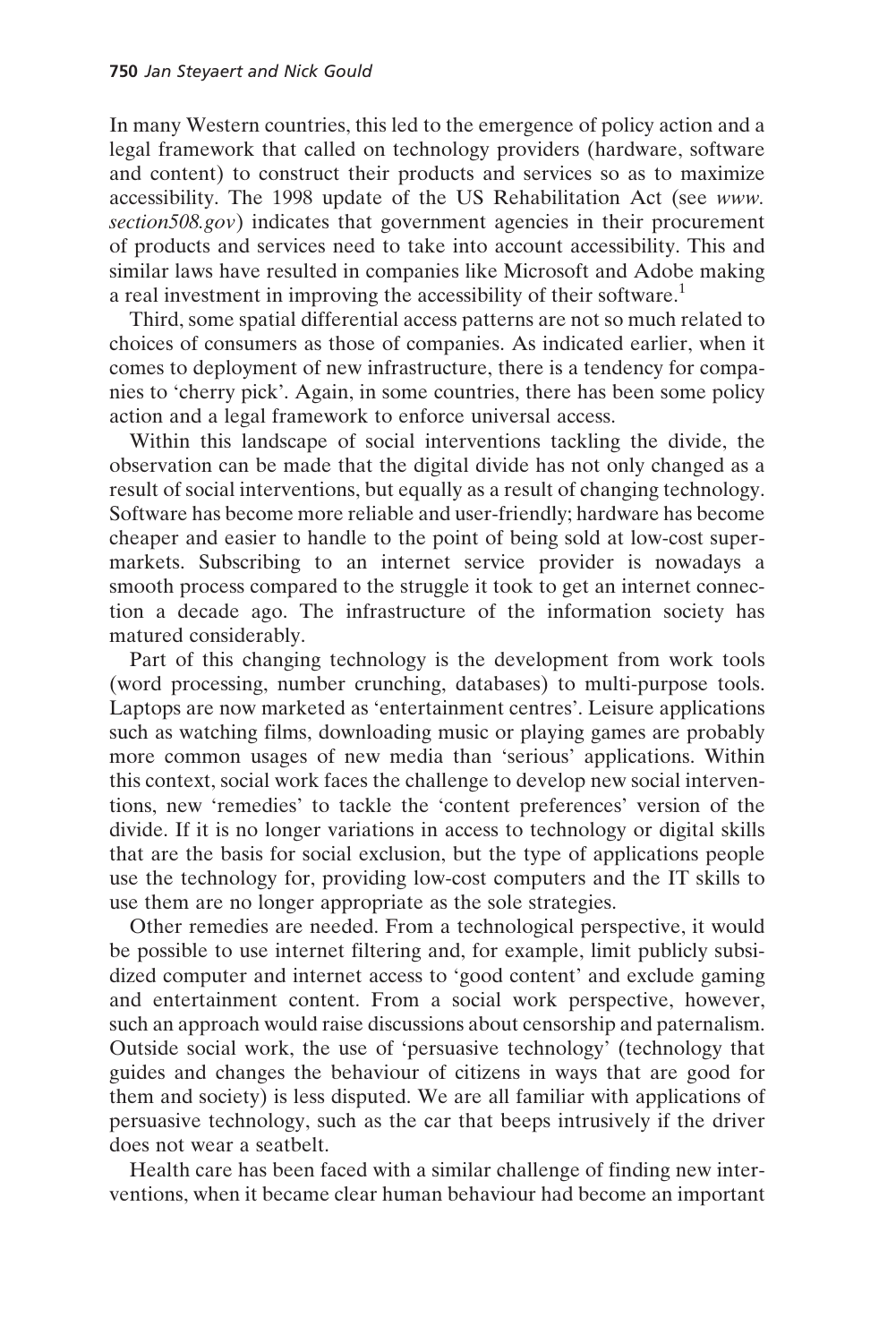In many Western countries, this led to the emergence of policy action and a legal framework that called on technology providers (hardware, software and content) to construct their products and services so as to maximize accessibility. The 1998 update of the US Rehabilitation Act (see *www.section508.gov*) indicates that government agencies in their procurement of products and services need to take into account accessibility. This and similar laws have resulted in companies like Microsoft and Adobe making a real investment in improving the accessibility of their software.[1]

Third, some spatial differential access patterns are not so much related to choices of consumers as those of companies. As indicated earlier, when it comes to deployment of new infrastructure, there is a tendency for companies to 'cherry pick'. Again, in some countries, there has been some policy action and a legal framework to enforce universal access.

Within this landscape of social interventions tackling the divide, the observation can be made that the digital divide has not only changed as a result of social interventions, but equally as a result of changing technology. Software has become more reliable and user-friendly; hardware has become cheaper and easier to handle to the point of being sold at low-cost supermarkets. Subscribing to an internet service provider is nowadays a smooth process compared to the struggle it took to get an internet connection a decade ago. The infrastructure of the information society has matured considerably.

Part of this changing technology is the development from work tools (word processing, number crunching, databases) to multi-purpose tools. Laptops are now marketed as 'entertainment centres'. Leisure applications such as watching films, downloading music or playing games are probably more common usages of new media than 'serious' applications. Within this context, social work faces the challenge to develop new social interventions, new 'remedies' to tackle the 'content preferences' version of the divide. If it is no longer variations in access to technology or digital skills that are the basis for social exclusion, but the type of applications people use the technology for, providing low-cost computers and the IT skills to use them are no longer appropriate as the sole strategies.

Other remedies are needed. From a technological perspective, it would be possible to use internet filtering and, for example, limit publicly subsidized computer and internet access to 'good content' and exclude gaming and entertainment content. From a social work perspective, however, such an approach would raise discussions about censorship and paternalism. Outside social work, the use of 'persuasive technology' (technology that guides and changes the behaviour of citizens in ways that are good for them and society) is less disputed. We are all familiar with applications of persuasive technology, such as the car that beeps intrusively if the driver does not wear a seatbelt.

Health care has been faced with a similar challenge of finding new interventions, when it became clear human behaviour had become an important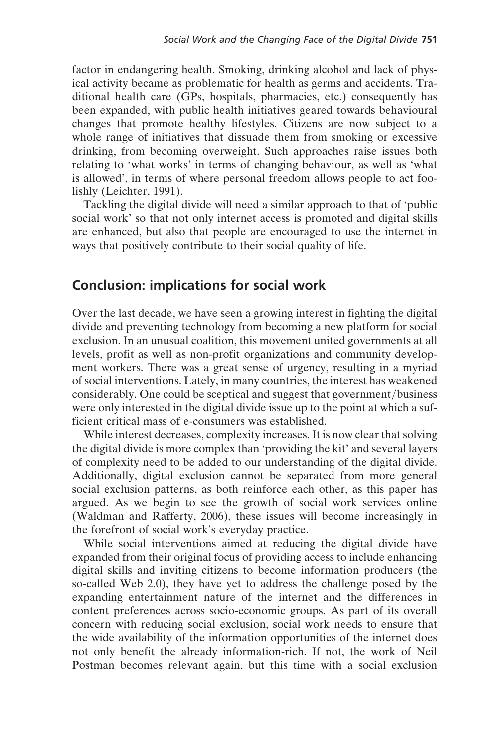factor in endangering health. Smoking, drinking alcohol and lack of physical activity became as problematic for health as germs and accidents. Traditional health care (GPs, hospitals, pharmacies, etc.) consequently has been expanded, with public health initiatives geared towards behavioural changes that promote healthy lifestyles. Citizens are now subject to a whole range of initiatives that dissuade them from smoking or excessive drinking, from becoming overweight. Such approaches raise issues both relating to 'what works' in terms of changing behaviour, as well as 'what is allowed', in terms of where personal freedom allows people to act foolishly (Leichter, 1991).

Tackling the digital divide will need a similar approach to that of 'public social work' so that not only internet access is promoted and digital skills are enhanced, but also that people are encouraged to use the internet in ways that positively contribute to their social quality of life.

## Conclusion: implications for social work

Over the last decade, we have seen a growing interest in fighting the digital divide and preventing technology from becoming a new platform for social exclusion. In an unusual coalition, this movement united governments at all levels, profit as well as non-profit organizations and community development workers. There was a great sense of urgency, resulting in a myriad of social interventions. Lately, in many countries, the interest has weakened considerably. One could be sceptical and suggest that government/business were only interested in the digital divide issue up to the point at which a sufficient critical mass of e-consumers was established.

While interest decreases, complexity increases. It is now clear that solving the digital divide is more complex than 'providing the kit' and several layers of complexity need to be added to our understanding of the digital divide. Additionally, digital exclusion cannot be separated from more general social exclusion patterns, as both reinforce each other, as this paper has argued. As we begin to see the growth of social work services online (Waldman and Rafferty, 2006), these issues will become increasingly in the forefront of social work's everyday practice.

While social interventions aimed at reducing the digital divide have expanded from their original focus of providing access to include enhancing digital skills and inviting citizens to become information producers (the so-called Web 2.0), they have yet to address the challenge posed by the expanding entertainment nature of the internet and the differences in content preferences across socio-economic groups. As part of its overall concern with reducing social exclusion, social work needs to ensure that the wide availability of the information opportunities of the internet does not only benefit the already information-rich. If not, the work of Neil Postman becomes relevant again, but this time with a social exclusion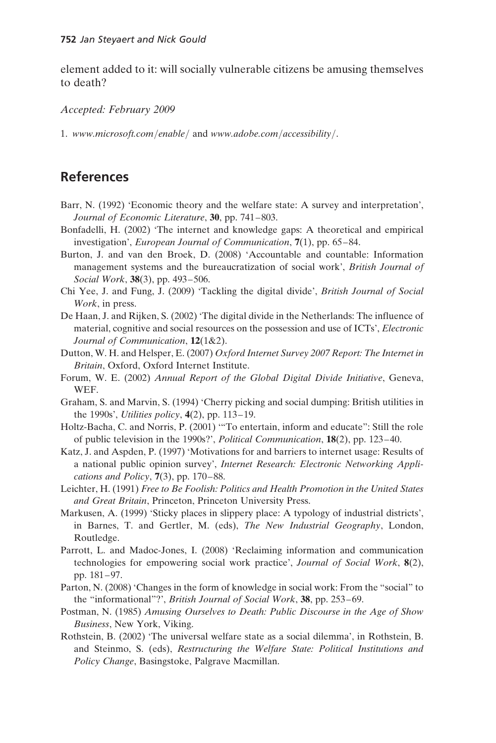element added to it: will socially vulnerable citizens be amusing themselves to death?

*Accepted: February 2009*

1. *www.microsoft.com/enable/* and *www.adobe.com/accessibility/*.

## References

Barr, N. (1992) 'Economic theory and the welfare state: A survey and interpretation', *Journal of Economic Literature*, **30**, pp. 741–803.

Bonfadelli, H. (2002) 'The internet and knowledge gaps: A theoretical and empirical investigation', *European Journal of Communication*, **7**(1), pp. 65–84.

Burton, J. and van den Broek, D. (2008) 'Accountable and countable: Information management systems and the bureaucratization of social work', *British Journal of Social Work*, **38**(3), pp. 493–506.

Chi Yee, J. and Fung, J. (2009) 'Tackling the digital divide', *British Journal of Social Work*, in press.

De Haan, J. and Rijken, S. (2002) 'The digital divide in the Netherlands: The influence of material, cognitive and social resources on the possession and use of ICTs', *Electronic Journal of Communication*, **12**(1&2).

Dutton, W. H. and Helsper, E. (2007) *Oxford Internet Survey 2007 Report: The Internet in Britain*, Oxford, Oxford Internet Institute.

Forum, W. E. (2002) *Annual Report of the Global Digital Divide Initiative*, Geneva, WEF.

Graham, S. and Marvin, S. (1994) 'Cherry picking and social dumping: British utilities in the 1990s', *Utilities policy*, **4**(2), pp. 113–19.

Holtz-Bacha, C. and Norris, P. (2001) '"To entertain, inform and educate": Still the role of public television in the 1990s?', *Political Communication*, **18**(2), pp. 123–40.

Katz, J. and Aspden, P. (1997) 'Motivations for and barriers to internet usage: Results of a national public opinion survey', *Internet Research: Electronic Networking Applications and Policy*, **7**(3), pp. 170–88.

Leichter, H. (1991) *Free to Be Foolish: Politics and Health Promotion in the United States and Great Britain*, Princeton, Princeton University Press.

Markusen, A. (1999) 'Sticky places in slippery place: A typology of industrial districts', in Barnes, T. and Gertler, M. (eds), *The New Industrial Geography*, London, Routledge.

Parrott, L. and Madoc-Jones, I. (2008) 'Reclaiming information and communication technologies for empowering social work practice', *Journal of Social Work*, **8**(2), pp. 181–97.

Parton, N. (2008) 'Changes in the form of knowledge in social work: From the "social" to the "informational"?', *British Journal of Social Work*, **38**, pp. 253–69.

Postman, N. (1985) *Amusing Ourselves to Death: Public Discourse in the Age of Show Business*, New York, Viking.

Rothstein, B. (2002) 'The universal welfare state as a social dilemma', in Rothstein, B. and Steinmo, S. (eds), *Restructuring the Welfare State: Political Institutions and Policy Change*, Basingstoke, Palgrave Macmillan.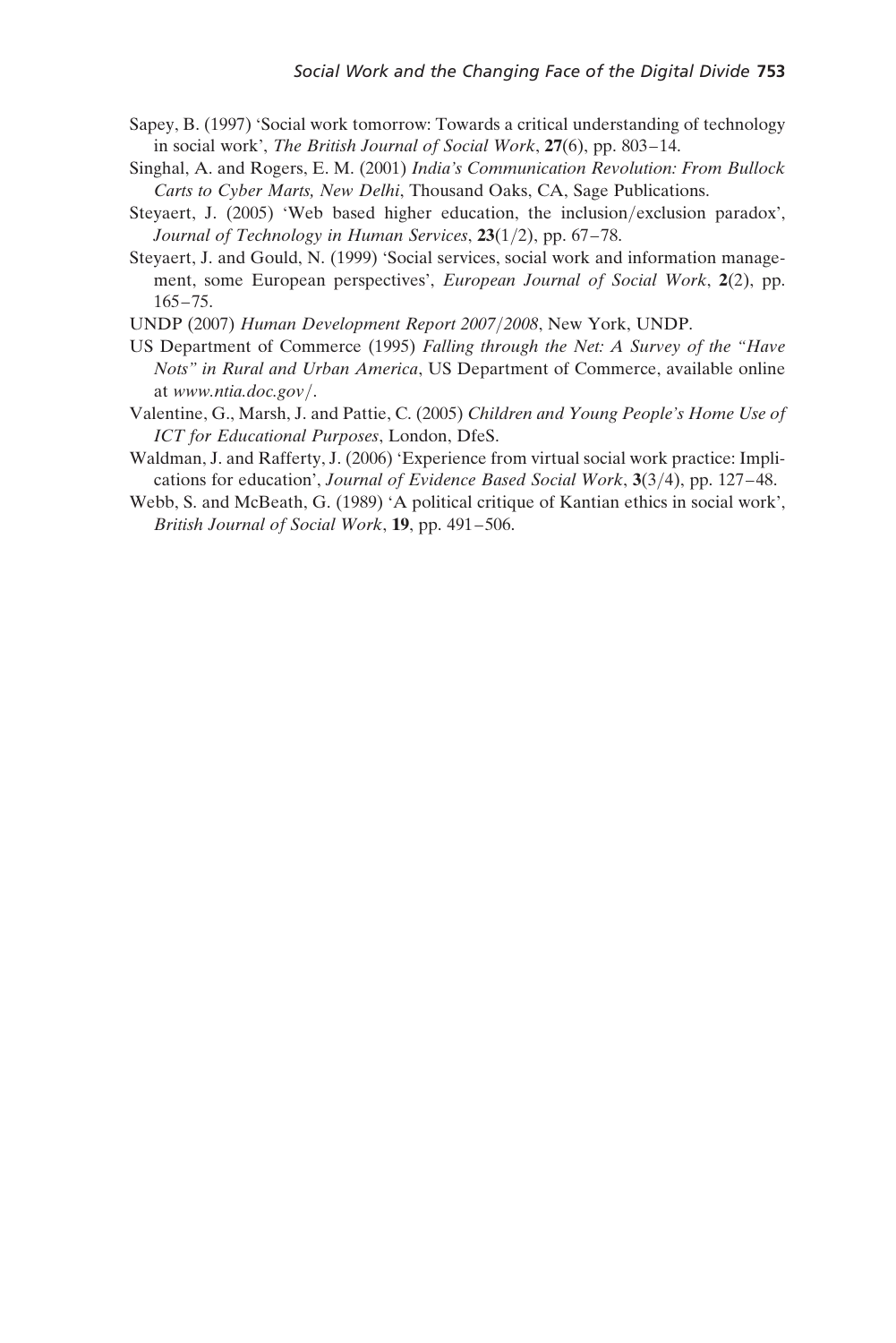Sapey, B. (1997) 'Social work tomorrow: Towards a critical understanding of technology in social work', *The British Journal of Social Work*, **27**(6), pp. 803–14.

Singhal, A. and Rogers, E. M. (2001) *India's Communication Revolution: From Bullock Carts to Cyber Marts, New Delhi*, Thousand Oaks, CA, Sage Publications.

Steyaert, J. (2005) 'Web based higher education, the inclusion/exclusion paradox', *Journal of Technology in Human Services*, **23**(1/2), pp. 67–78.

Steyaert, J. and Gould, N. (1999) 'Social services, social work and information management, some European perspectives', *European Journal of Social Work*, **2**(2), pp. 165–75.

UNDP (2007) *Human Development Report 2007/2008*, New York, UNDP.

US Department of Commerce (1995) *Falling through the Net: A Survey of the "Have Nots" in Rural and Urban America*, US Department of Commerce, available online at *www.ntia.doc.gov/*.

Valentine, G., Marsh, J. and Pattie, C. (2005) *Children and Young People's Home Use of ICT for Educational Purposes*, London, DfeS.

Waldman, J. and Rafferty, J. (2006) 'Experience from virtual social work practice: Implications for education', *Journal of Evidence Based Social Work*, **3**(3/4), pp. 127–48.

Webb, S. and McBeath, G. (1989) 'A political critique of Kantian ethics in social work', *British Journal of Social Work*, **19**, pp. 491–506.